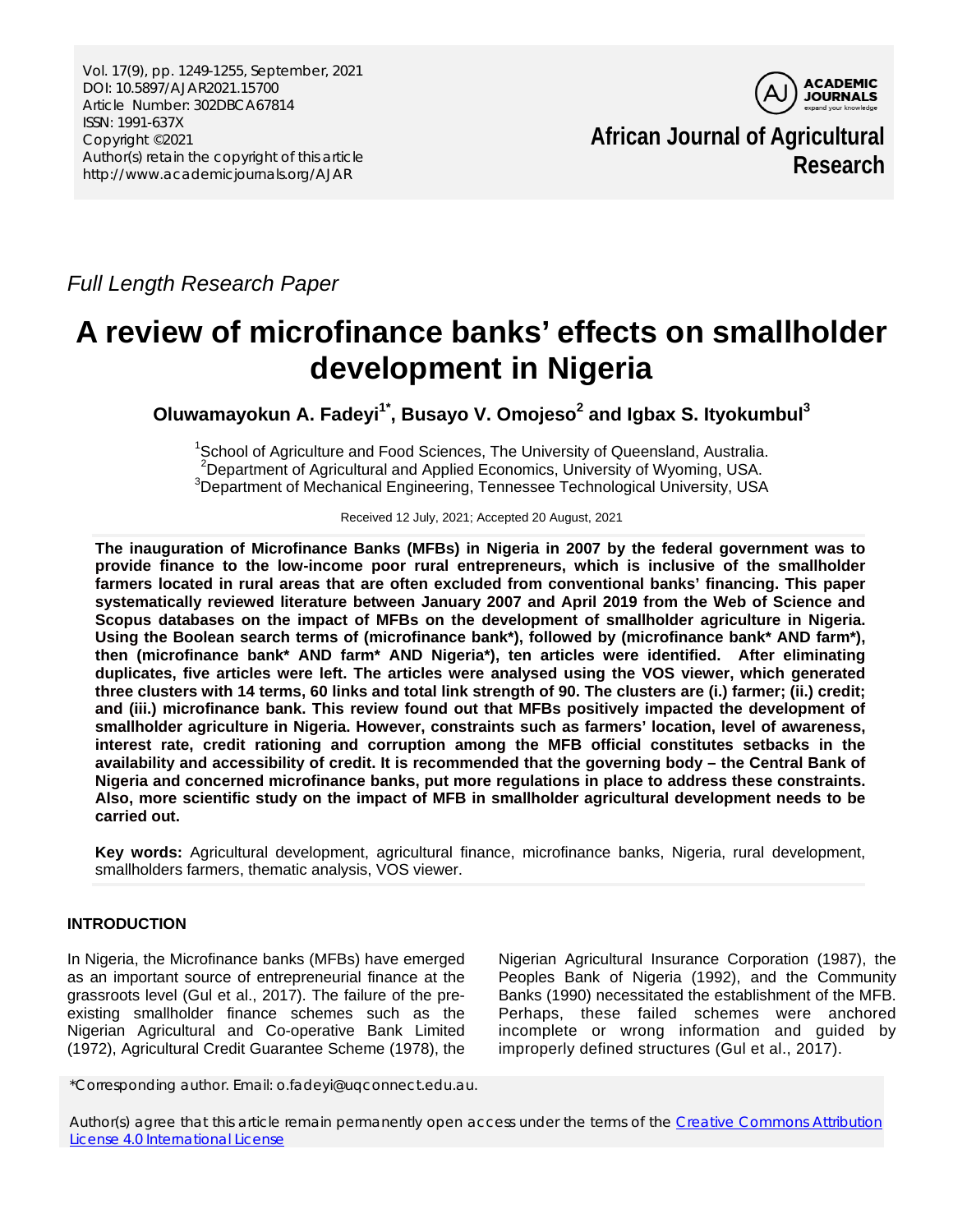*Full Length Research Paper*

# A review of microfinance banks' effects on smallholder development in Nigeria

**Oluwamayokun A. Fadeyi[1*], Busayo V. Omojeso[2] and Igbax S. Ityokumbul[3]**

[1]School of Agriculture and Food Sciences, The University of Queensland, Australia.
[2]Department of Agricultural and Applied Economics, University of Wyoming, USA.
[3]Department of Mechanical Engineering, Tennessee Technological University, USA

Received 12 July, 2021; Accepted 20 August, 2021

**The inauguration of Microfinance Banks (MFBs) in Nigeria in 2007 by the federal government was to provide finance to the low-income poor rural entrepreneurs, which is inclusive of the smallholder farmers located in rural areas that are often excluded from conventional banks' financing. This paper systematically reviewed literature between January 2007 and April 2019 from the Web of Science and Scopus databases on the impact of MFBs on the development of smallholder agriculture in Nigeria. Using the Boolean search terms of (microfinance bank*), followed by (microfinance bank* AND farm*), then (microfinance bank* AND farm* AND Nigeria*), ten articles were identified. After eliminating duplicates, five articles were left. The articles were analysed using the VOS viewer, which generated three clusters with 14 terms, 60 links and total link strength of 90. The clusters are (i.) farmer; (ii.) credit; and (iii.) microfinance bank. This review found out that MFBs positively impacted the development of smallholder agriculture in Nigeria. However, constraints such as farmers' location, level of awareness, interest rate, credit rationing and corruption among the MFB official constitutes setbacks in the availability and accessibility of credit. It is recommended that the governing body – the Central Bank of Nigeria and concerned microfinance banks, put more regulations in place to address these constraints. Also, more scientific study on the impact of MFB in smallholder agricultural development needs to be carried out.**

**Key words:** Agricultural development, agricultural finance, microfinance banks, Nigeria, rural development, smallholders farmers, thematic analysis, VOS viewer.

## INTRODUCTION

In Nigeria, the Microfinance banks (MFBs) have emerged as an important source of entrepreneurial finance at the grassroots level (Gul et al., 2017). The failure of the pre-existing smallholder finance schemes such as the Nigerian Agricultural and Co-operative Bank Limited (1972), Agricultural Credit Guarantee Scheme (1978), the Nigerian Agricultural Insurance Corporation (1987), the Peoples Bank of Nigeria (1992), and the Community Banks (1990) necessitated the establishment of the MFB. Perhaps, these failed schemes were anchored incomplete or wrong information and guided by improperly defined structures (Gul et al., 2017).

*Corresponding author. Email: o.fadeyi@uqconnect.edu.au.

Author(s) agree that this article remain permanently open access under the terms of the Creative Commons Attribution License 4.0 International License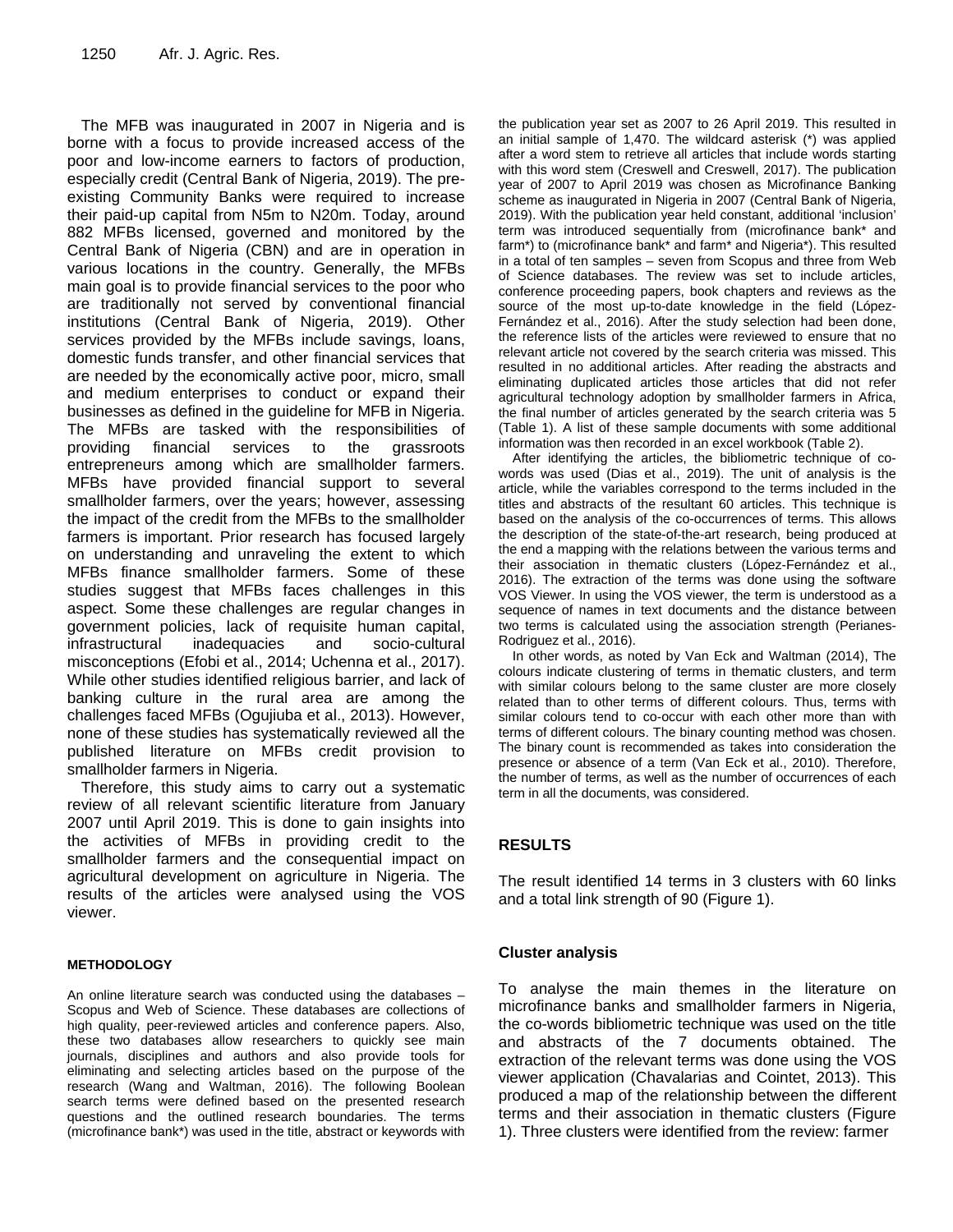The MFB was inaugurated in 2007 in Nigeria and is borne with a focus to provide increased access of the poor and low-income earners to factors of production, especially credit (Central Bank of Nigeria, 2019). The pre-existing Community Banks were required to increase their paid-up capital from N5m to N20m. Today, around 882 MFBs licensed, governed and monitored by the Central Bank of Nigeria (CBN) and are in operation in various locations in the country. Generally, the MFBs main goal is to provide financial services to the poor who are traditionally not served by conventional financial institutions (Central Bank of Nigeria, 2019). Other services provided by the MFBs include savings, loans, domestic funds transfer, and other financial services that are needed by the economically active poor, micro, small and medium enterprises to conduct or expand their businesses as defined in the guideline for MFB in Nigeria. The MFBs are tasked with the responsibilities of providing financial services to the grassroots entrepreneurs among which are smallholder farmers. MFBs have provided financial support to several smallholder farmers, over the years; however, assessing the impact of the credit from the MFBs to the smallholder farmers is important. Prior research has focused largely on understanding and unraveling the extent to which MFBs finance smallholder farmers. Some of these studies suggest that MFBs faces challenges in this aspect. Some these challenges are regular changes in government policies, lack of requisite human capital, infrastructural inadequacies and socio-cultural misconceptions (Efobi et al., 2014; Uchenna et al., 2017). While other studies identified religious barrier, and lack of banking culture in the rural area are among the challenges faced MFBs (Ogujiuba et al., 2013). However, none of these studies has systematically reviewed all the published literature on MFBs credit provision to smallholder farmers in Nigeria.

Therefore, this study aims to carry out a systematic review of all relevant scientific literature from January 2007 until April 2019. This is done to gain insights into the activities of MFBs in providing credit to the smallholder farmers and the consequential impact on agricultural development on agriculture in Nigeria. The results of the articles were analysed using the VOS viewer.

## METHODOLOGY

An online literature search was conducted using the databases – Scopus and Web of Science. These databases are collections of high quality, peer-reviewed articles and conference papers. Also, these two databases allow researchers to quickly see main journals, disciplines and authors and also provide tools for eliminating and selecting articles based on the purpose of the research (Wang and Waltman, 2016). The following Boolean search terms were defined based on the presented research questions and the outlined research boundaries. The terms (microfinance bank*) was used in the title, abstract or keywords with the publication year set as 2007 to 26 April 2019. This resulted in an initial sample of 1,470. The wildcard asterisk (*) was applied after a word stem to retrieve all articles that include words starting with this word stem (Creswell and Creswell, 2017). The publication year of 2007 to April 2019 was chosen as Microfinance Banking scheme as inaugurated in Nigeria in 2007 (Central Bank of Nigeria, 2019). With the publication year held constant, additional 'inclusion' term was introduced sequentially from (microfinance bank* and farm*) to (microfinance bank* and farm* and Nigeria*). This resulted in a total of ten samples – seven from Scopus and three from Web of Science databases. The review was set to include articles, conference proceeding papers, book chapters and reviews as the source of the most up-to-date knowledge in the field (López-Fernández et al., 2016). After the study selection had been done, the reference lists of the articles were reviewed to ensure that no relevant article not covered by the search criteria was missed. This resulted in no additional articles. After reading the abstracts and eliminating duplicated articles those articles that did not refer agricultural technology adoption by smallholder farmers in Africa, the final number of articles generated by the search criteria was 5 (Table 1). A list of these sample documents with some additional information was then recorded in an excel workbook (Table 2).

After identifying the articles, the bibliometric technique of co-words was used (Dias et al., 2019). The unit of analysis is the article, while the variables correspond to the terms included in the titles and abstracts of the resultant 60 articles. This technique is based on the analysis of the co-occurrences of terms. This allows the description of the state-of-the-art research, being produced at the end a mapping with the relations between the various terms and their association in thematic clusters (López-Fernández et al., 2016). The extraction of the terms was done using the software VOS Viewer. In using the VOS viewer, the term is understood as a sequence of names in text documents and the distance between two terms is calculated using the association strength (Perianes-Rodriguez et al., 2016).

In other words, as noted by Van Eck and Waltman (2014), The colours indicate clustering of terms in thematic clusters, and term with similar colours belong to the same cluster are more closely related than to other terms of different colours. Thus, terms with similar colours tend to co-occur with each other more than with terms of different colours. The binary counting method was chosen. The binary count is recommended as takes into consideration the presence or absence of a term (Van Eck et al., 2010). Therefore, the number of terms, as well as the number of occurrences of each term in all the documents, was considered.

## RESULTS

The result identified 14 terms in 3 clusters with 60 links and a total link strength of 90 (Figure 1).

### Cluster analysis

To analyse the main themes in the literature on microfinance banks and smallholder farmers in Nigeria, the co-words bibliometric technique was used on the title and abstracts of the 7 documents obtained. The extraction of the relevant terms was done using the VOS viewer application (Chavalarias and Cointet, 2013). This produced a map of the relationship between the different terms and their association in thematic clusters (Figure 1). Three clusters were identified from the review: farmer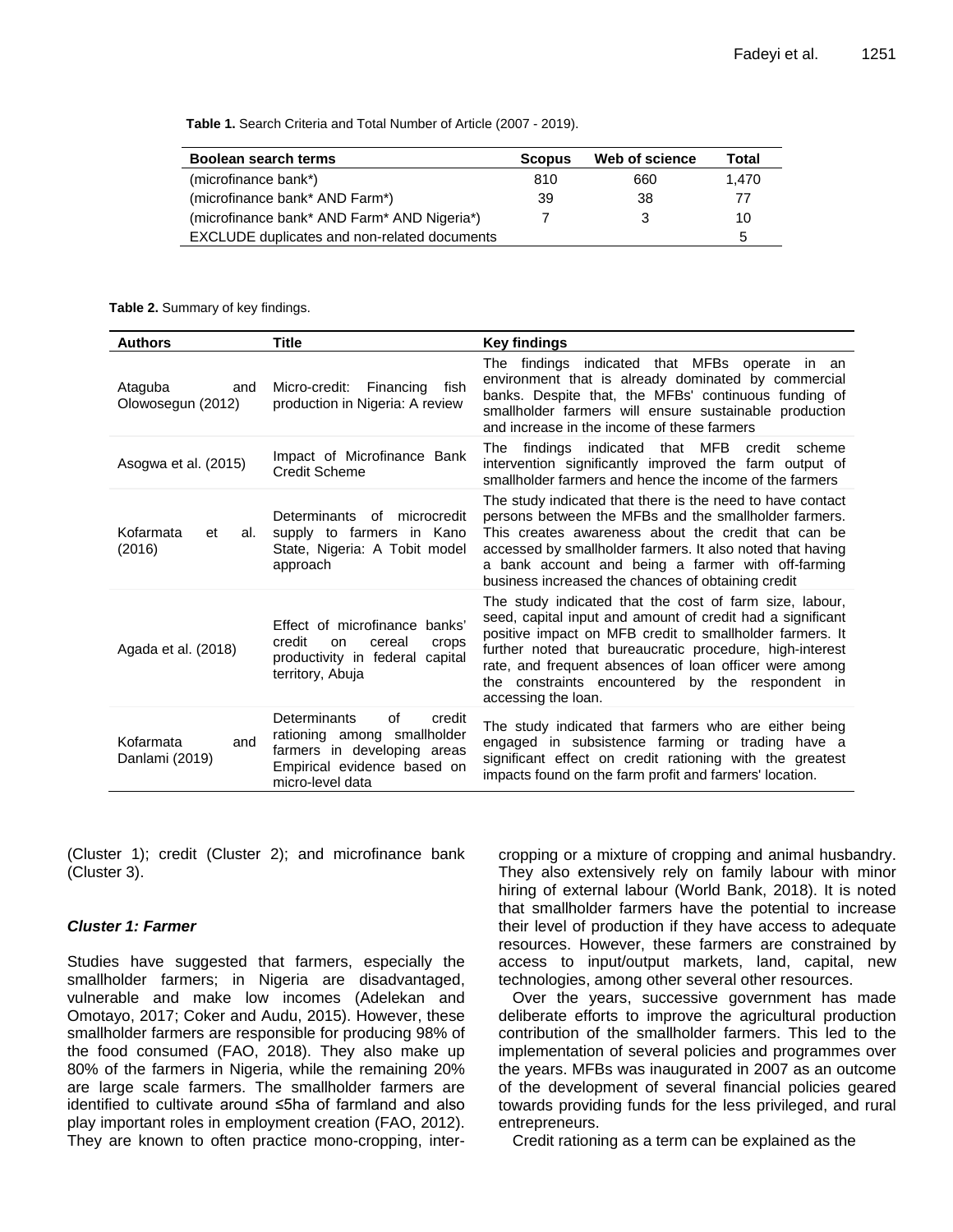**Table 1.** Search Criteria and Total Number of Article (2007 - 2019).

| Boolean search terms | Scopus | Web of science | Total |
|---|---|---|---|
| (microfinance bank*) | 810 | 660 | 1,470 |
| (microfinance bank* AND Farm*) | 39 | 38 | 77 |
| (microfinance bank* AND Farm* AND Nigeria*) | 7 | 3 | 10 |
| EXCLUDE duplicates and non-related documents | | | 5 |

**Table 2.** Summary of key findings.

| Authors | Title | Key findings |
|---|---|---|
| Ataguba and Olowosegun (2012) | Micro-credit: Financing fish production in Nigeria: A review | The findings indicated that MFBs operate in an environment that is already dominated by commercial banks. Despite that, the MFBs' continuous funding of smallholder farmers will ensure sustainable production and increase in the income of these farmers |
| Asogwa et al. (2015) | Impact of Microfinance Bank Credit Scheme | The findings indicated that MFB credit scheme intervention significantly improved the farm output of smallholder farmers and hence the income of the farmers |
| Kofarmata et al. (2016) | Determinants of microcredit supply to farmers in Kano State, Nigeria: A Tobit model approach | The study indicated that there is the need to have contact persons between the MFBs and the smallholder farmers. This creates awareness about the credit that can be accessed by smallholder farmers. It also noted that having a bank account and being a farmer with off-farming business increased the chances of obtaining credit |
| Agada et al. (2018) | Effect of microfinance banks' credit on cereal crops productivity in federal capital territory, Abuja | The study indicated that the cost of farm size, labour, seed, capital input and amount of credit had a significant positive impact on MFB credit to smallholder farmers. It further noted that bureaucratic procedure, high-interest rate, and frequent absences of loan officer were among the constraints encountered by the respondent in accessing the loan. |
| Kofarmata and Danlami (2019) | Determinants of credit rationing among smallholder farmers in developing areas Empirical evidence based on micro-level data | The study indicated that farmers who are either being engaged in subsistence farming or trading have a significant effect on credit rationing with the greatest impacts found on the farm profit and farmers' location. |

(Cluster 1); credit (Cluster 2); and microfinance bank (Cluster 3).

### *Cluster 1: Farmer*

Studies have suggested that farmers, especially the smallholder farmers; in Nigeria are disadvantaged, vulnerable and make low incomes (Adelekan and Omotayo, 2017; Coker and Audu, 2015). However, these smallholder farmers are responsible for producing 98% of the food consumed (FAO, 2018). They also make up 80% of the farmers in Nigeria, while the remaining 20% are large scale farmers. The smallholder farmers are identified to cultivate around ≤5ha of farmland and also play important roles in employment creation (FAO, 2012). They are known to often practice mono-cropping, inter-cropping or a mixture of cropping and animal husbandry. They also extensively rely on family labour with minor hiring of external labour (World Bank, 2018). It is noted that smallholder farmers have the potential to increase their level of production if they have access to adequate resources. However, these farmers are constrained by access to input/output markets, land, capital, new technologies, among other several other resources.

Over the years, successive government has made deliberate efforts to improve the agricultural production contribution of the smallholder farmers. This led to the implementation of several policies and programmes over the years. MFBs was inaugurated in 2007 as an outcome of the development of several financial policies geared towards providing funds for the less privileged, and rural entrepreneurs.

Credit rationing as a term can be explained as the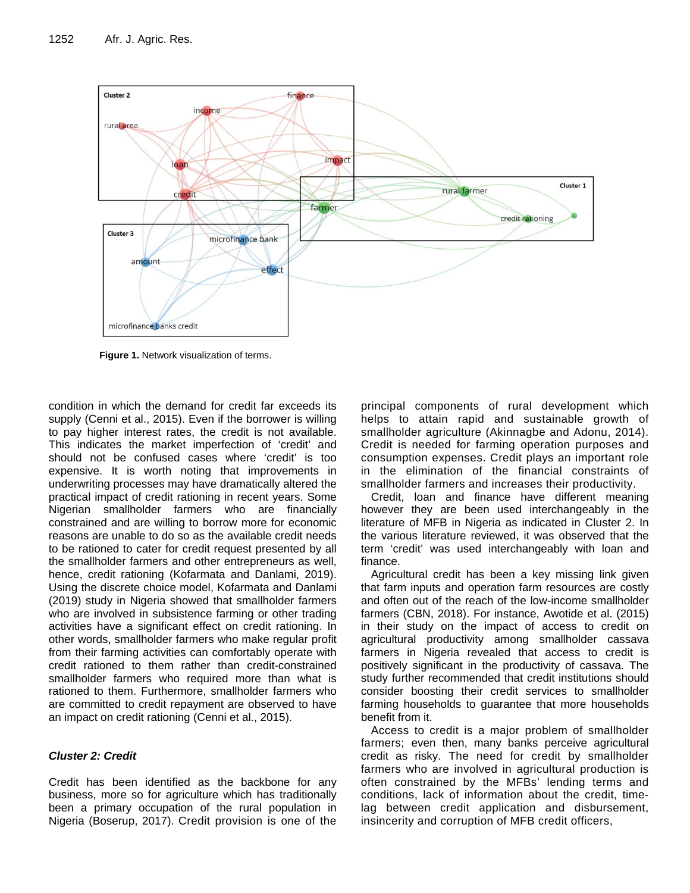Figure 1. Network visualization of terms.

condition in which the demand for credit far exceeds its supply (Cenni et al., 2015). Even if the borrower is willing to pay higher interest rates, the credit is not available. This indicates the market imperfection of 'credit' and should not be confused cases where 'credit' is too expensive. It is worth noting that improvements in underwriting processes may have dramatically altered the practical impact of credit rationing in recent years. Some Nigerian smallholder farmers who are financially constrained and are willing to borrow more for economic reasons are unable to do so as the available credit needs to be rationed to cater for credit request presented by all the smallholder farmers and other entrepreneurs as well, hence, credit rationing (Kofarmata and Danlami, 2019). Using the discrete choice model, Kofarmata and Danlami (2019) study in Nigeria showed that smallholder farmers who are involved in subsistence farming or other trading activities have a significant effect on credit rationing. In other words, smallholder farmers who make regular profit from their farming activities can comfortably operate with credit rationed to them rather than credit-constrained smallholder farmers who required more than what is rationed to them. Furthermore, smallholder farmers who are committed to credit repayment are observed to have an impact on credit rationing (Cenni et al., 2015).

### *Cluster 2: Credit*

Credit has been identified as the backbone for any business, more so for agriculture which has traditionally been a primary occupation of the rural population in Nigeria (Boserup, 2017). Credit provision is one of the principal components of rural development which helps to attain rapid and sustainable growth of smallholder agriculture (Akinnagbe and Adonu, 2014). Credit is needed for farming operation purposes and consumption expenses. Credit plays an important role in the elimination of the financial constraints of smallholder farmers and increases their productivity.

Credit, loan and finance have different meaning however they are been used interchangeably in the literature of MFB in Nigeria as indicated in Cluster 2. In the various literature reviewed, it was observed that the term 'credit' was used interchangeably with loan and finance.

Agricultural credit has been a key missing link given that farm inputs and operation farm resources are costly and often out of the reach of the low-income smallholder farmers (CBN, 2018). For instance, Awotide et al. (2015) in their study on the impact of access to credit on agricultural productivity among smallholder cassava farmers in Nigeria revealed that access to credit is positively significant in the productivity of cassava. The study further recommended that credit institutions should consider boosting their credit services to smallholder farming households to guarantee that more households benefit from it.

Access to credit is a major problem of smallholder farmers; even then, many banks perceive agricultural credit as risky. The need for credit by smallholder farmers who are involved in agricultural production is often constrained by the MFBs' lending terms and conditions, lack of information about the credit, time-lag between credit application and disbursement, insincerity and corruption of MFB credit officers,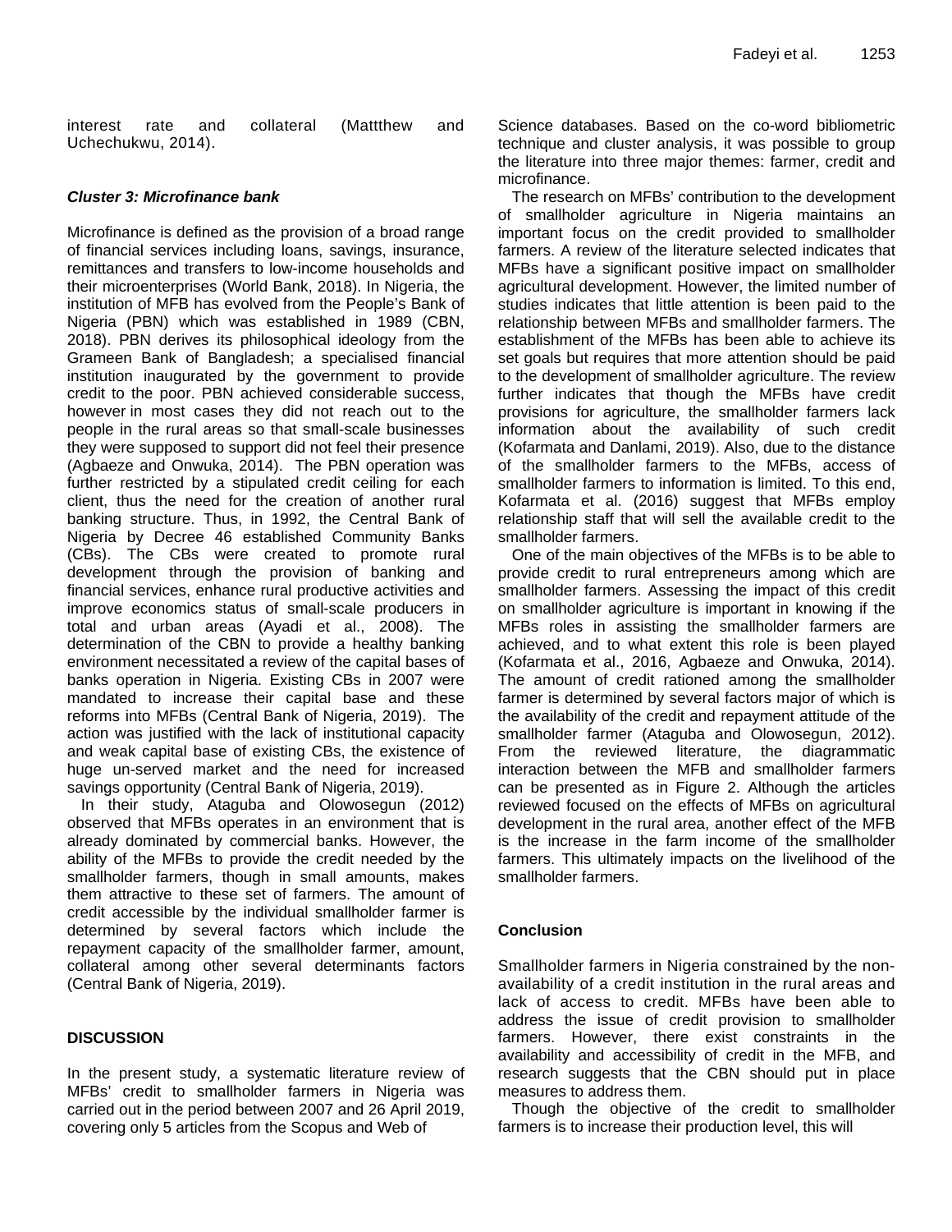interest rate and collateral (Mattthew and Uchechukwu, 2014).

### *Cluster 3: Microfinance bank*

Microfinance is defined as the provision of a broad range of financial services including loans, savings, insurance, remittances and transfers to low-income households and their microenterprises (World Bank, 2018). In Nigeria, the institution of MFB has evolved from the People's Bank of Nigeria (PBN) which was established in 1989 (CBN, 2018). PBN derives its philosophical ideology from the Grameen Bank of Bangladesh; a specialised financial institution inaugurated by the government to provide credit to the poor. PBN achieved considerable success, however in most cases they did not reach out to the people in the rural areas so that small-scale businesses they were supposed to support did not feel their presence (Agbaeze and Onwuka, 2014). The PBN operation was further restricted by a stipulated credit ceiling for each client, thus the need for the creation of another rural banking structure. Thus, in 1992, the Central Bank of Nigeria by Decree 46 established Community Banks (CBs). The CBs were created to promote rural development through the provision of banking and financial services, enhance rural productive activities and improve economics status of small-scale producers in total and urban areas (Ayadi et al., 2008). The determination of the CBN to provide a healthy banking environment necessitated a review of the capital bases of banks operation in Nigeria. Existing CBs in 2007 were mandated to increase their capital base and these reforms into MFBs (Central Bank of Nigeria, 2019). The action was justified with the lack of institutional capacity and weak capital base of existing CBs, the existence of huge un-served market and the need for increased savings opportunity (Central Bank of Nigeria, 2019).

In their study, Ataguba and Olowosegun (2012) observed that MFBs operates in an environment that is already dominated by commercial banks. However, the ability of the MFBs to provide the credit needed by the smallholder farmers, though in small amounts, makes them attractive to these set of farmers. The amount of credit accessible by the individual smallholder farmer is determined by several factors which include the repayment capacity of the smallholder farmer, amount, collateral among other several determinants factors (Central Bank of Nigeria, 2019).

## DISCUSSION

In the present study, a systematic literature review of MFBs' credit to smallholder farmers in Nigeria was carried out in the period between 2007 and 26 April 2019, covering only 5 articles from the Scopus and Web of Science databases. Based on the co-word bibliometric technique and cluster analysis, it was possible to group the literature into three major themes: farmer, credit and microfinance.

The research on MFBs' contribution to the development of smallholder agriculture in Nigeria maintains an important focus on the credit provided to smallholder farmers. A review of the literature selected indicates that MFBs have a significant positive impact on smallholder agricultural development. However, the limited number of studies indicates that little attention is been paid to the relationship between MFBs and smallholder farmers. The establishment of the MFBs has been able to achieve its set goals but requires that more attention should be paid to the development of smallholder agriculture. The review further indicates that though the MFBs have credit provisions for agriculture, the smallholder farmers lack information about the availability of such credit (Kofarmata and Danlami, 2019). Also, due to the distance of the smallholder farmers to the MFBs, access of smallholder farmers to information is limited. To this end, Kofarmata et al. (2016) suggest that MFBs employ relationship staff that will sell the available credit to the smallholder farmers.

One of the main objectives of the MFBs is to be able to provide credit to rural entrepreneurs among which are smallholder farmers. Assessing the impact of this credit on smallholder agriculture is important in knowing if the MFBs roles in assisting the smallholder farmers are achieved, and to what extent this role is been played (Kofarmata et al., 2016, Agbaeze and Onwuka, 2014). The amount of credit rationed among the smallholder farmer is determined by several factors major of which is the availability of the credit and repayment attitude of the smallholder farmer (Ataguba and Olowosegun, 2012). From the reviewed literature, the diagrammatic interaction between the MFB and smallholder farmers can be presented as in Figure 2. Although the articles reviewed focused on the effects of MFBs on agricultural development in the rural area, another effect of the MFB is the increase in the farm income of the smallholder farmers. This ultimately impacts on the livelihood of the smallholder farmers.

## Conclusion

Smallholder farmers in Nigeria constrained by the non-availability of a credit institution in the rural areas and lack of access to credit. MFBs have been able to address the issue of credit provision to smallholder farmers. However, there exist constraints in the availability and accessibility of credit in the MFB, and research suggests that the CBN should put in place measures to address them.

Though the objective of the credit to smallholder farmers is to increase their production level, this will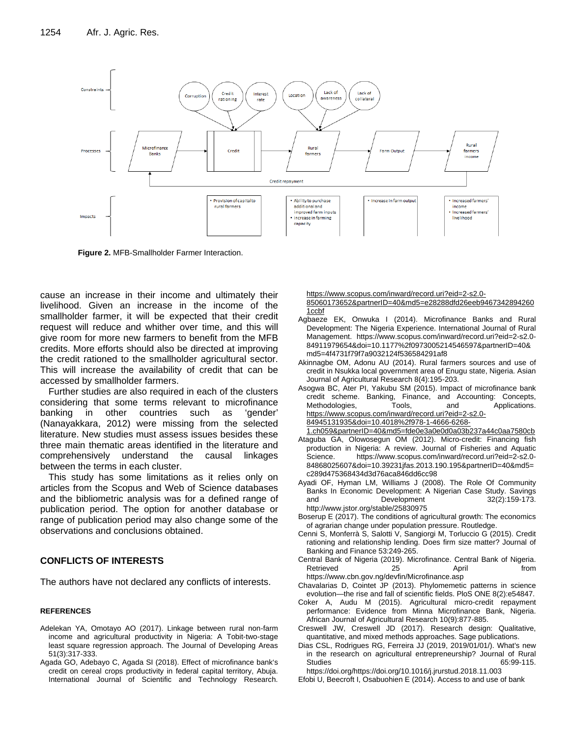**Figure 2.** MFB-Smallholder Farmer Interaction.

cause an increase in their income and ultimately their livelihood. Given an increase in the income of the smallholder farmer, it will be expected that their credit request will reduce and whither over time, and this will give room for more new farmers to benefit from the MFB credits. More efforts should also be directed at improving the credit rationed to the smallholder agricultural sector. This will increase the availability of credit that can be accessed by smallholder farmers.

Further studies are also required in each of the clusters considering that some terms relevant to microfinance banking in other countries such as 'gender' (Nanayakkara, 2012) were missing from the selected literature. New studies must assess issues besides these three main thematic areas identified in the literature and comprehensively understand the causal linkages between the terms in each cluster.

This study has some limitations as it relies only on articles from the Scopus and Web of Science databases and the bibliometric analysis was for a defined range of publication period. The option for another database or range of publication period may also change some of the observations and conclusions obtained.

## CONFLICTS OF INTERESTS

The authors have not declared any conflicts of interests.

### REFERENCES

Adelekan YA, Omotayo AO (2017). Linkage between rural non-farm income and agricultural productivity in Nigeria: A Tobit-two-stage least square regression approach. The Journal of Developing Areas 51(3):317-333.

Agada GO, Adebayo C, Agada SI (2018). Effect of microfinance bank's credit on cereal crops productivity in federal capital territory, Abuja. International Journal of Scientific and Technology Research. https://www.scopus.com/inward/record.uri?eid=2-s2.0-85060173652&partnerID=40&md5=e28288dfd26eeb9467342894260 1ccbf

Agbaeze EK, Onwuka I (2014). Microfinance Banks and Rural Development: The Nigeria Experience. International Journal of Rural Management. https://www.scopus.com/inward/record.uri?eid=2-s2.0-84911979654&doi=10.1177%2f0973005214546597&partnerID=40& md5=4f4731f79f7a9032124f536584291af8

Akinnagbe OM, Adonu AU (2014). Rural farmers sources and use of credit in Nsukka local government area of Enugu state, Nigeria. Asian Journal of Agricultural Research 8(4):195-203.

Asogwa BC, Ater PI, Yakubu SM (2015). Impact of microfinance bank credit scheme. Banking, Finance, and Accounting: Concepts, Methodologies, Tools, and Applications. https://www.scopus.com/inward/record.uri?eid=2-s2.0-84945131935&doi=10.4018%2f978-1-4666-6268-1.ch059&partnerID=40&md5=fde0e3a0e0d0a03b237a44c0aa7580cb

Ataguba GA, Olowosegun OM (2012). Micro-credit: Financing fish production in Nigeria: A review. Journal of Fisheries and Aquatic Science. https://www.scopus.com/inward/record.uri?eid=2-s2.0-84868025607&doi=10.39231jfas.2013.190.195&partnerID=40&md5= c289d475368434d3d76aca846dd6cc98

Ayadi OF, Hyman LM, Williams J (2008). The Role Of Community Banks In Economic Development: A Nigerian Case Study. Savings and Development 32(2):159-173. http://www.jstor.org/stable/25830975

Boserup E (2017). The conditions of agricultural growth: The economics of agrarian change under population pressure. Routledge.

Cenni S, Monferrà S, Salotti V, Sangiorgi M, Torluccio G (2015). Credit rationing and relationship lending. Does firm size matter? Journal of Banking and Finance 53:249-265.

Central Bank of Nigeria (2019). Microfinance. Central Bank of Nigeria. Retrieved 25 April from https://www.cbn.gov.ng/devfin/Microfinance.asp

Chavalarias D, Cointet JP (2013). Phylomemetic patterns in science evolution—the rise and fall of scientific fields. PloS ONE 8(2):e54847.

Coker A, Audu M (2015). Agricultural micro-credit repayment performance: Evidence from Minna Microfinance Bank, Nigeria. African Journal of Agricultural Research 10(9):877-885.

Creswell JW, Creswell JD (2017). Research design: Qualitative, quantitative, and mixed methods approaches. Sage publications.

Dias CSL, Rodrigues RG, Ferreira JJ (2019, 2019/01/01/). What's new in the research on agricultural entrepreneurship? Journal of Rural Studies 65:99-115. https://doi.org/https://doi.org/10.1016/j.jrurstud.2018.11.003

Efobi U, Beecroft I, Osabuohien E (2014). Access to and use of bank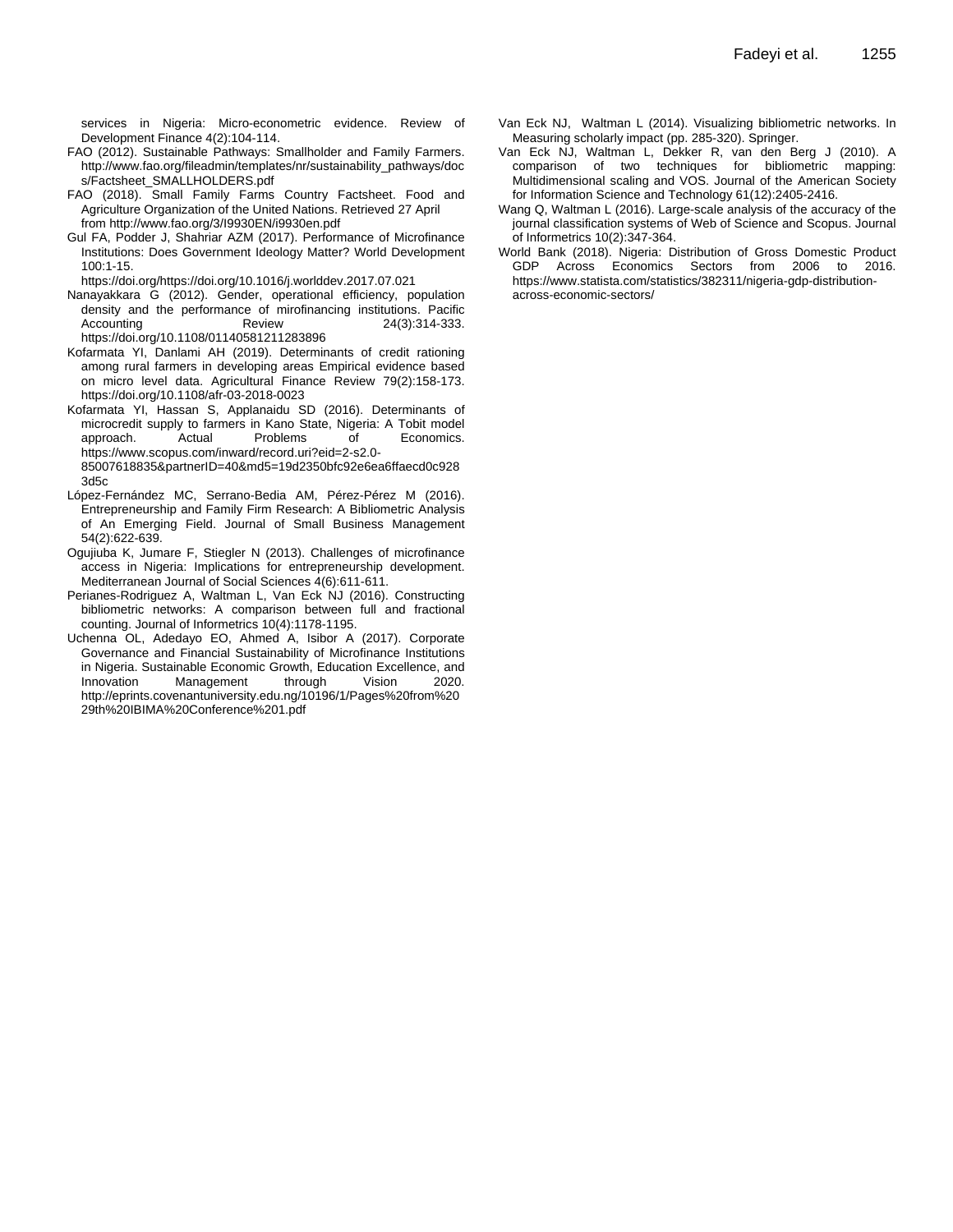services in Nigeria: Micro-econometric evidence. Review of Development Finance 4(2):104-114.

FAO (2012). Sustainable Pathways: Smallholder and Family Farmers. http://www.fao.org/fileadmin/templates/nr/sustainability_pathways/docs/Factsheet_SMALLHOLDERS.pdf

FAO (2018). Small Family Farms Country Factsheet. Food and Agriculture Organization of the United Nations. Retrieved 27 April from http://www.fao.org/3/I9930EN/i9930en.pdf

Gul FA, Podder J, Shahriar AZM (2017). Performance of Microfinance Institutions: Does Government Ideology Matter? World Development 100:1-15. https://doi.org/https://doi.org/10.1016/j.worlddev.2017.07.021

Nanayakkara G (2012). Gender, operational efficiency, population density and the performance of mirofinancing institutions. Pacific Accounting Review 24(3):314-333. https://doi.org/10.1108/01140581211283896

Kofarmata YI, Danlami AH (2019). Determinants of credit rationing among rural farmers in developing areas Empirical evidence based on micro level data. Agricultural Finance Review 79(2):158-173. https://doi.org/10.1108/afr-03-2018-0023

Kofarmata YI, Hassan S, Applanaidu SD (2016). Determinants of microcredit supply to farmers in Kano State, Nigeria: A Tobit model approach. Actual Problems of Economics. https://www.scopus.com/inward/record.uri?eid=2-s2.0-85007618835&partnerID=40&md5=19d2350bfc92e6ea6ffaecd0c9283d5c

López-Fernández MC, Serrano-Bedia AM, Pérez-Pérez M (2016). Entrepreneurship and Family Firm Research: A Bibliometric Analysis of An Emerging Field. Journal of Small Business Management 54(2):622-639.

Ogujiuba K, Jumare F, Stiegler N (2013). Challenges of microfinance access in Nigeria: Implications for entrepreneurship development. Mediterranean Journal of Social Sciences 4(6):611-611.

Perianes-Rodriguez A, Waltman L, Van Eck NJ (2016). Constructing bibliometric networks: A comparison between full and fractional counting. Journal of Informetrics 10(4):1178-1195.

Uchenna OL, Adedayo EO, Ahmed A, Isibor A (2017). Corporate Governance and Financial Sustainability of Microfinance Institutions in Nigeria. Sustainable Economic Growth, Education Excellence, and Innovation Management through Vision 2020. http://eprints.covenantuniversity.edu.ng/10196/1/Pages%20from%2029th%20IBIMA%20Conference%201.pdf

Van Eck NJ, Waltman L (2014). Visualizing bibliometric networks. In Measuring scholarly impact (pp. 285-320). Springer.

Van Eck NJ, Waltman L, Dekker R, van den Berg J (2010). A comparison of two techniques for bibliometric mapping: Multidimensional scaling and VOS. Journal of the American Society for Information Science and Technology 61(12):2405-2416.

Wang Q, Waltman L (2016). Large-scale analysis of the accuracy of the journal classification systems of Web of Science and Scopus. Journal of Informetrics 10(2):347-364.

World Bank (2018). Nigeria: Distribution of Gross Domestic Product GDP Across Economics Sectors from 2006 to 2016. https://www.statista.com/statistics/382311/nigeria-gdp-distribution-across-economic-sectors/